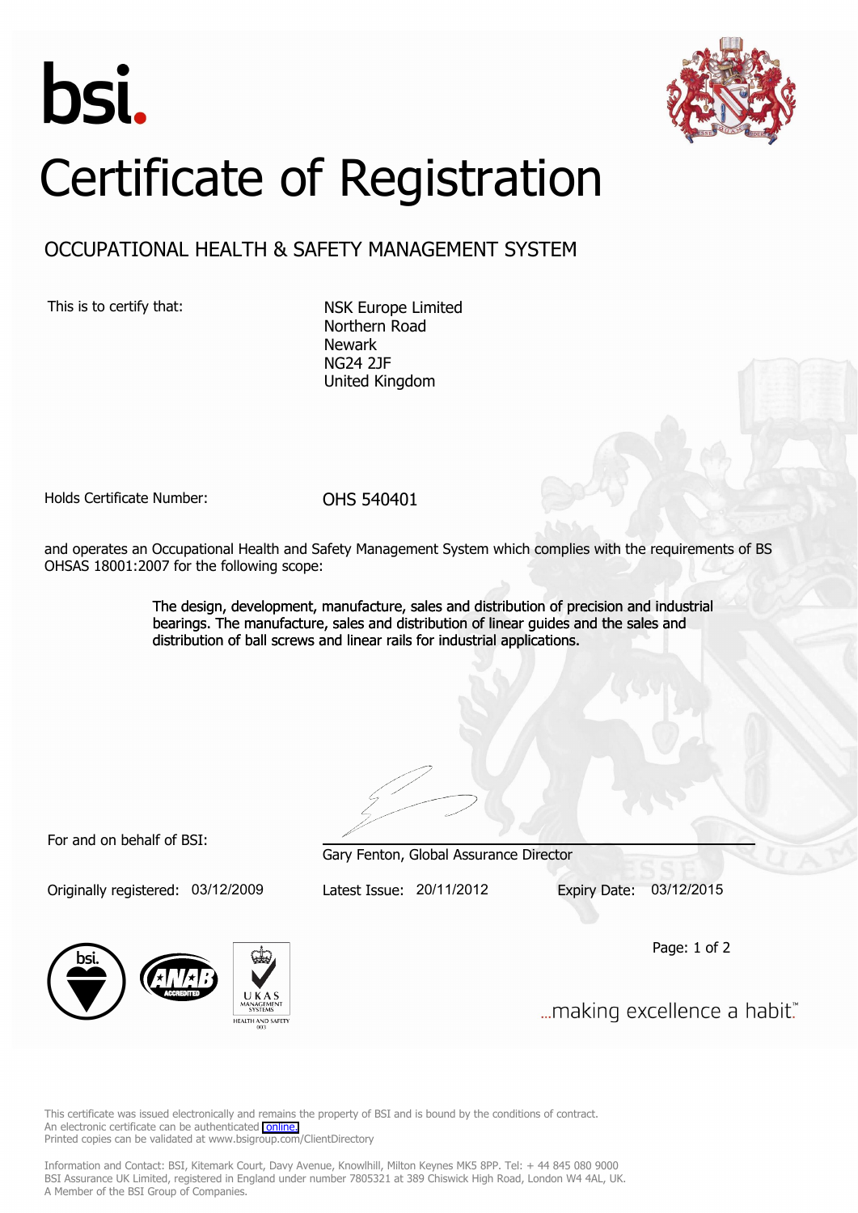bsi.

# Certificate of Registration

## OCCUPATIONAL HEALTH & SAFETY MANAGEMENT SYSTEM

This is to certify that:

NSK Europe Limited
Northern Road
Newark
NG24 2JF
United Kingdom

Holds Certificate Number: **OHS 540401**

and operates an Occupational Health and Safety Management System which complies with the requirements of BS OHSAS 18001:2007 for the following scope:

> The design, development, manufacture, sales and distribution of precision and industrial bearings. The manufacture, sales and distribution of linear guides and the sales and distribution of ball screws and linear rails for industrial applications.

For and on behalf of BSI:

Gary Fenton, Global Assurance Director

Originally registered: 03/12/2009 | Latest Issue: 20/11/2012 | Expiry Date: 03/12/2015

UKAS MANAGEMENT SYSTEMS
HEALTH AND SAFETY
003

...making excellence a habit.™

This certificate was issued electronically and remains the property of BSI and is bound by the conditions of contract.
An electronic certificate can be authenticated online.
Printed copies can be validated at www.bsigroup.com/ClientDirectory

Information and Contact: BSI, Kitemark Court, Davy Avenue, Knowlhill, Milton Keynes MK5 8PP. Tel: + 44 845 080 9000
BSI Assurance UK Limited, registered in England under number 7805321 at 389 Chiswick High Road, London W4 4AL, UK.
A Member of the BSI Group of Companies.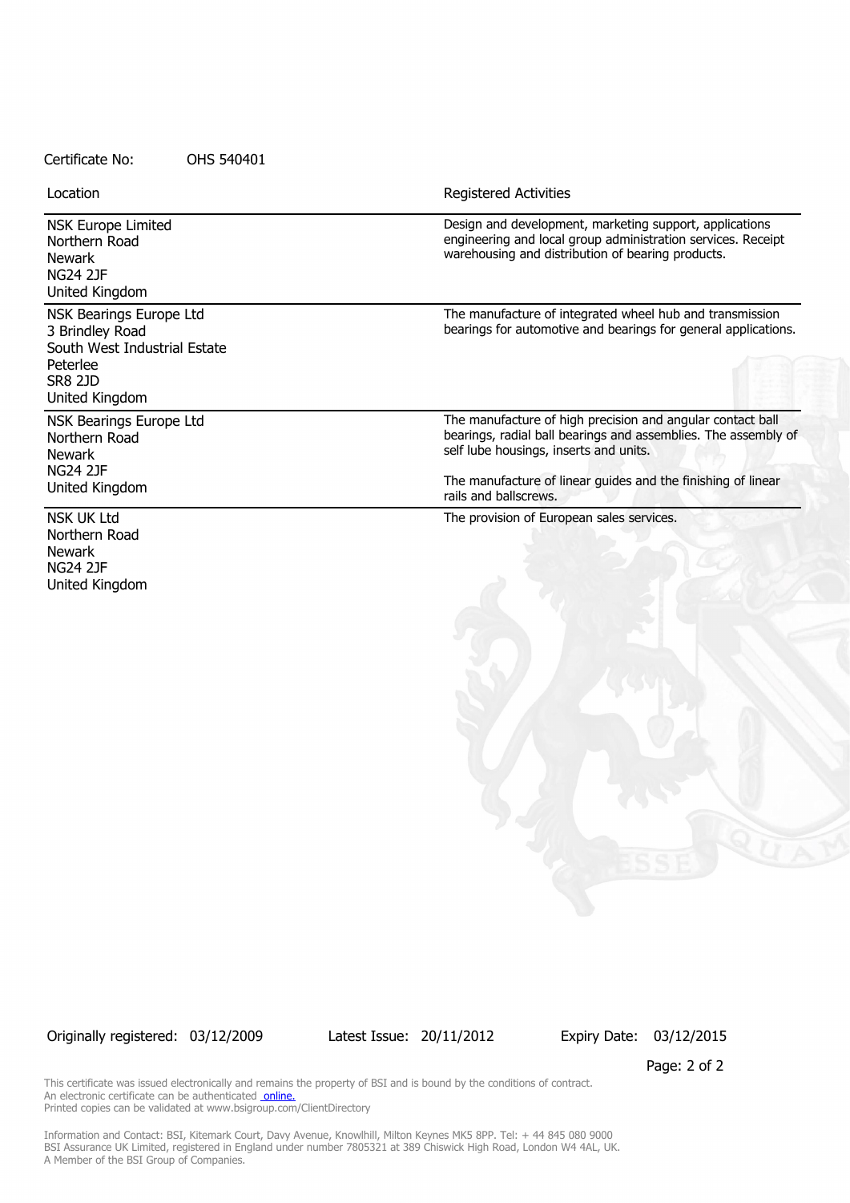Certificate No: OHS 540401

| Location | Registered Activities |
| --- | --- |
| NSK Europe Limited<br>Northern Road<br>Newark<br>NG24 2JF<br>United Kingdom | Design and development, marketing support, applications engineering and local group administration services. Receipt warehousing and distribution of bearing products. |
| NSK Bearings Europe Ltd<br>3 Brindley Road<br>South West Industrial Estate<br>Peterlee<br>SR8 2JD<br>United Kingdom | The manufacture of integrated wheel hub and transmission bearings for automotive and bearings for general applications. |
| NSK Bearings Europe Ltd<br>Northern Road<br>Newark<br>NG24 2JF<br>United Kingdom | The manufacture of high precision and angular contact ball bearings, radial ball bearings and assemblies. The assembly of self lube housings, inserts and units.<br><br>The manufacture of linear guides and the finishing of linear rails and ballscrews. |
| NSK UK Ltd<br>Northern Road<br>Newark<br>NG24 2JF<br>United Kingdom | The provision of European sales services. |

Originally registered: 03/12/2009 Latest Issue: 20/11/2012 Expiry Date: 03/12/2015

This certificate was issued electronically and remains the property of BSI and is bound by the conditions of contract.
An electronic certificate can be authenticated online.
Printed copies can be validated at www.bsigroup.com/ClientDirectory

Information and Contact: BSI, Kitemark Court, Davy Avenue, Knowlhill, Milton Keynes MK5 8PP. Tel: + 44 845 080 9000
BSI Assurance UK Limited, registered in England under number 7805321 at 389 Chiswick High Road, London W4 4AL, UK.
A Member of the BSI Group of Companies.